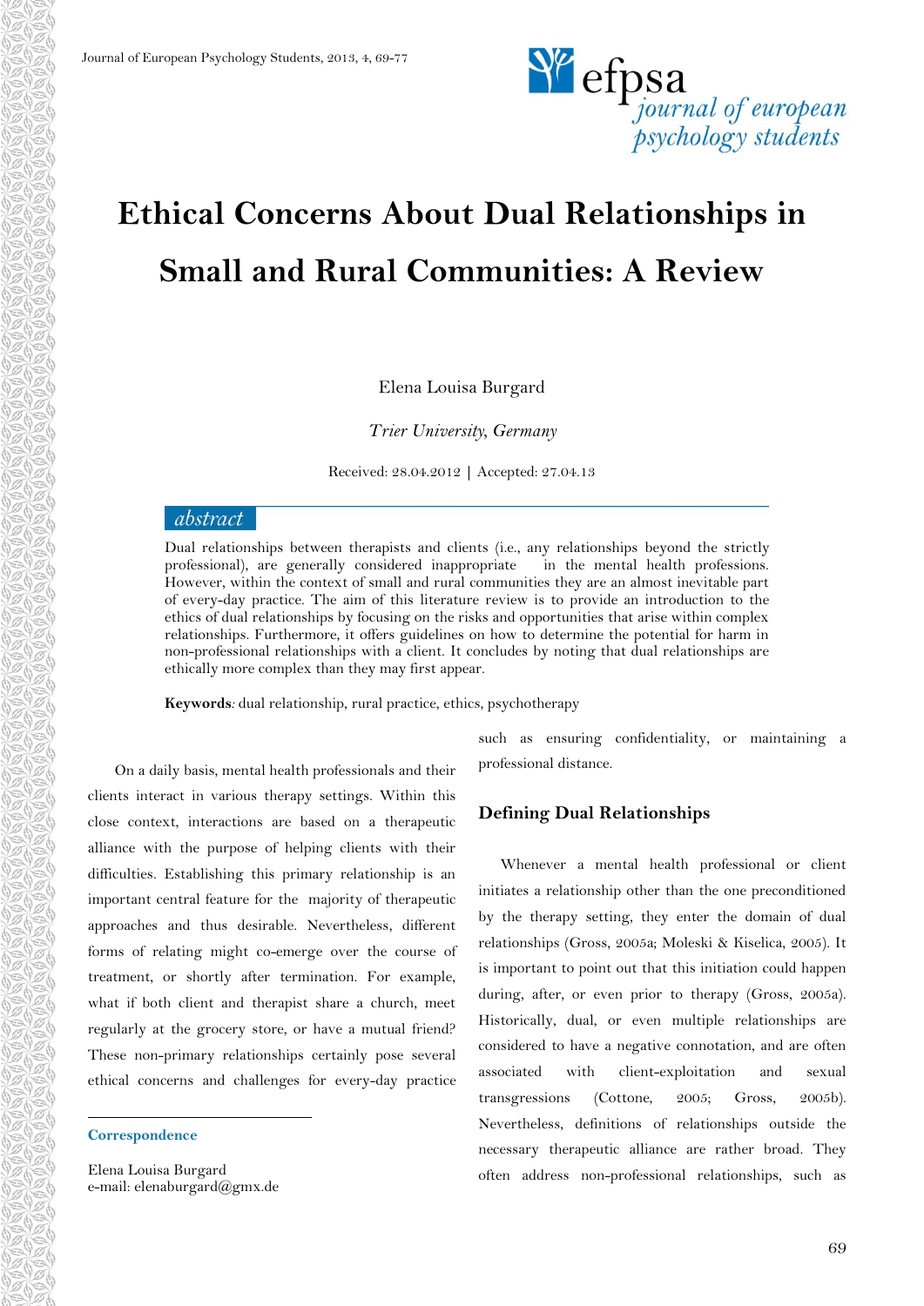# Ethical Concerns About Dual Relationships in Small and Rural Communities: A Review

Elena Louisa Burgard

*Trier University, Germany*

Received: 28.04.2012 | Accepted: 27.04.13

## abstract

Dual relationships between therapists and clients (i.e., any relationships beyond the strictly professional), are generally considered inappropriate in the mental health professions. However, within the context of small and rural communities they are an almost inevitable part of every-day practice. The aim of this literature review is to provide an introduction to the ethics of dual relationships by focusing on the risks and opportunities that arise within complex relationships. Furthermore, it offers guidelines on how to determine the potential for harm in non-professional relationships with a client. It concludes by noting that dual relationships are ethically more complex than they may first appear.

**Keywords***:* dual relationship, rural practice, ethics, psychotherapy

On a daily basis, mental health professionals and their clients interact in various therapy settings. Within this close context, interactions are based on a therapeutic alliance with the purpose of helping clients with their difficulties. Establishing this primary relationship is an important central feature for the majority of therapeutic approaches and thus desirable. Nevertheless, different forms of relating might co-emerge over the course of treatment, or shortly after termination. For example, what if both client and therapist share a church, meet regularly at the grocery store, or have a mutual friend? These non-primary relationships certainly pose several ethical concerns and challenges for every-day practice such as ensuring confidentiality, or maintaining a professional distance.

**Correspondence**

Elena Louisa Burgard
e-mail: elenaburgard@gmx.de

## Defining Dual Relationships

Whenever a mental health professional or client initiates a relationship other than the one preconditioned by the therapy setting, they enter the domain of dual relationships (Gross, 2005a; Moleski & Kiselica, 2005). It is important to point out that this initiation could happen during, after, or even prior to therapy (Gross, 2005a). Historically, dual, or even multiple relationships are considered to have a negative connotation, and are often associated with client-exploitation and sexual transgressions (Cottone, 2005; Gross, 2005b). Nevertheless, definitions of relationships outside the necessary therapeutic alliance are rather broad. They often address non-professional relationships, such as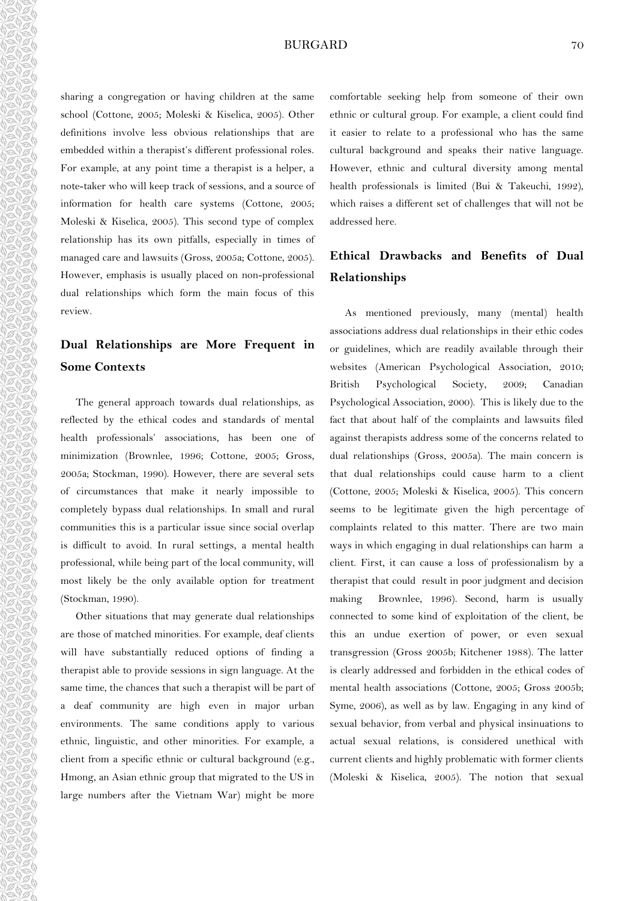sharing a congregation or having children at the same school (Cottone, 2005; Moleski & Kiselica, 2005). Other definitions involve less obvious relationships that are embedded within a therapist's different professional roles. For example, at any point time a therapist is a helper, a note-taker who will keep track of sessions, and a source of information for health care systems (Cottone, 2005; Moleski & Kiselica, 2005). This second type of complex relationship has its own pitfalls, especially in times of managed care and lawsuits (Gross, 2005a; Cottone, 2005). However, emphasis is usually placed on non-professional dual relationships which form the main focus of this review.

## Dual Relationships are More Frequent in Some Contexts

The general approach towards dual relationships, as reflected by the ethical codes and standards of mental health professionals' associations, has been one of minimization (Brownlee, 1996; Cottone, 2005; Gross, 2005a; Stockman, 1990). However, there are several sets of circumstances that make it nearly impossible to completely bypass dual relationships. In small and rural communities this is a particular issue since social overlap is difficult to avoid. In rural settings, a mental health professional, while being part of the local community, will most likely be the only available option for treatment (Stockman, 1990).

Other situations that may generate dual relationships are those of matched minorities. For example, deaf clients will have substantially reduced options of finding a therapist able to provide sessions in sign language. At the same time, the chances that such a therapist will be part of a deaf community are high even in major urban environments. The same conditions apply to various ethnic, linguistic, and other minorities. For example, a client from a specific ethnic or cultural background (e.g., Hmong, an Asian ethnic group that migrated to the US in large numbers after the Vietnam War) might be more comfortable seeking help from someone of their own ethnic or cultural group. For example, a client could find it easier to relate to a professional who has the same cultural background and speaks their native language. However, ethnic and cultural diversity among mental health professionals is limited (Bui & Takeuchi, 1992), which raises a different set of challenges that will not be addressed here.

## Ethical Drawbacks and Benefits of Dual Relationships

As mentioned previously, many (mental) health associations address dual relationships in their ethic codes or guidelines, which are readily available through their websites (American Psychological Association, 2010; British Psychological Society, 2009; Canadian Psychological Association, 2000). This is likely due to the fact that about half of the complaints and lawsuits filed against therapists address some of the concerns related to dual relationships (Gross, 2005a). The main concern is that dual relationships could cause harm to a client (Cottone, 2005; Moleski & Kiselica, 2005). This concern seems to be legitimate given the high percentage of complaints related to this matter. There are two main ways in which engaging in dual relationships can harm a client. First, it can cause a loss of professionalism by a therapist that could result in poor judgment and decision making Brownlee, 1996). Second, harm is usually connected to some kind of exploitation of the client, be this an undue exertion of power, or even sexual transgression (Gross 2005b; Kitchener 1988). The latter is clearly addressed and forbidden in the ethical codes of mental health associations (Cottone, 2005; Gross 2005b; Syme, 2006), as well as by law. Engaging in any kind of sexual behavior, from verbal and physical insinuations to actual sexual relations, is considered unethical with current clients and highly problematic with former clients (Moleski & Kiselica, 2005). The notion that sexual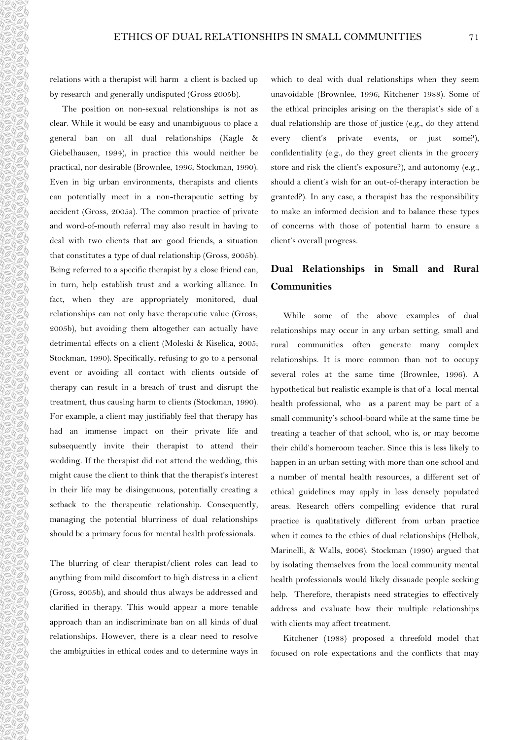relations with a therapist will harm a client is backed up by research and generally undisputed (Gross 2005b).

The position on non-sexual relationships is not as clear. While it would be easy and unambiguous to place a general ban on all dual relationships (Kagle & Giebelhausen, 1994), in practice this would neither be practical, nor desirable (Brownlee, 1996; Stockman, 1990). Even in big urban environments, therapists and clients can potentially meet in a non-therapeutic setting by accident (Gross, 2005a). The common practice of private and word-of-mouth referral may also result in having to deal with two clients that are good friends, a situation that constitutes a type of dual relationship (Gross, 2005b). Being referred to a specific therapist by a close friend can, in turn, help establish trust and a working alliance. In fact, when they are appropriately monitored, dual relationships can not only have therapeutic value (Gross, 2005b), but avoiding them altogether can actually have detrimental effects on a client (Moleski & Kiselica, 2005; Stockman, 1990). Specifically, refusing to go to a personal event or avoiding all contact with clients outside of therapy can result in a breach of trust and disrupt the treatment, thus causing harm to clients (Stockman, 1990). For example, a client may justifiably feel that therapy has had an immense impact on their private life and subsequently invite their therapist to attend their wedding. If the therapist did not attend the wedding, this might cause the client to think that the therapist's interest in their life may be disingenuous, potentially creating a setback to the therapeutic relationship. Consequently, managing the potential blurriness of dual relationships should be a primary focus for mental health professionals.

The blurring of clear therapist/client roles can lead to anything from mild discomfort to high distress in a client (Gross, 2005b), and should thus always be addressed and clarified in therapy. This would appear a more tenable approach than an indiscriminate ban on all kinds of dual relationships. However, there is a clear need to resolve the ambiguities in ethical codes and to determine ways in which to deal with dual relationships when they seem unavoidable (Brownlee, 1996; Kitchener 1988). Some of the ethical principles arising on the therapist's side of a dual relationship are those of justice (e.g., do they attend every client's private events, or just some?), confidentiality (e.g., do they greet clients in the grocery store and risk the client's exposure?), and autonomy (e.g., should a client's wish for an out-of-therapy interaction be granted?). In any case, a therapist has the responsibility to make an informed decision and to balance these types of concerns with those of potential harm to ensure a client's overall progress.

## Dual Relationships in Small and Rural Communities

While some of the above examples of dual relationships may occur in any urban setting, small and rural communities often generate many complex relationships. It is more common than not to occupy several roles at the same time (Brownlee, 1996). A hypothetical but realistic example is that of a local mental health professional, who as a parent may be part of a small community's school-board while at the same time be treating a teacher of that school, who is, or may become their child's homeroom teacher. Since this is less likely to happen in an urban setting with more than one school and a number of mental health resources, a different set of ethical guidelines may apply in less densely populated areas. Research offers compelling evidence that rural practice is qualitatively different from urban practice when it comes to the ethics of dual relationships (Helbok, Marinelli, & Walls, 2006). Stockman (1990) argued that by isolating themselves from the local community mental health professionals would likely dissuade people seeking help. Therefore, therapists need strategies to effectively address and evaluate how their multiple relationships with clients may affect treatment.

Kitchener (1988) proposed a threefold model that focused on role expectations and the conflicts that may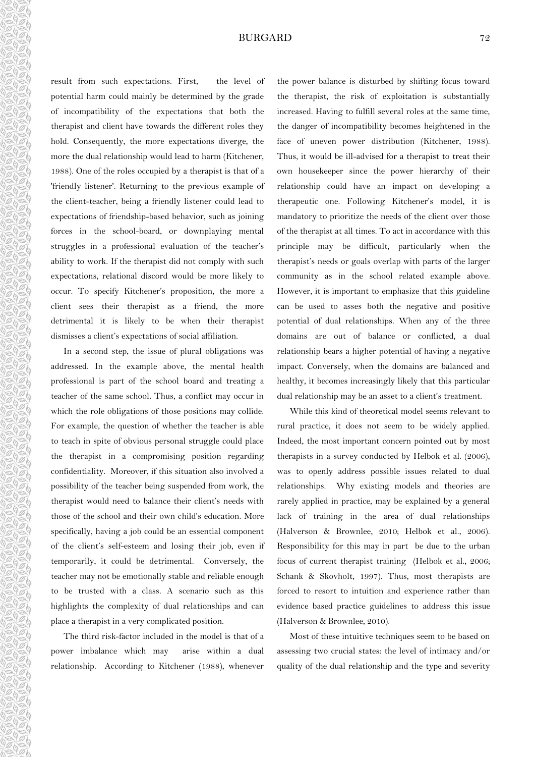result from such expectations. First, the level of potential harm could mainly be determined by the grade of incompatibility of the expectations that both the therapist and client have towards the different roles they hold. Consequently, the more expectations diverge, the more the dual relationship would lead to harm (Kitchener, 1988). One of the roles occupied by a therapist is that of a 'friendly listener'. Returning to the previous example of the client-teacher, being a friendly listener could lead to expectations of friendship-based behavior, such as joining forces in the school-board, or downplaying mental struggles in a professional evaluation of the teacher's ability to work. If the therapist did not comply with such expectations, relational discord would be more likely to occur. To specify Kitchener's proposition, the more a client sees their therapist as a friend, the more detrimental it is likely to be when their therapist dismisses a client's expectations of social affiliation.

In a second step, the issue of plural obligations was addressed. In the example above, the mental health professional is part of the school board and treating a teacher of the same school. Thus, a conflict may occur in which the role obligations of those positions may collide. For example, the question of whether the teacher is able to teach in spite of obvious personal struggle could place the therapist in a compromising position regarding confidentiality. Moreover, if this situation also involved a possibility of the teacher being suspended from work, the therapist would need to balance their client's needs with those of the school and their own child's education. More specifically, having a job could be an essential component of the client's self-esteem and losing their job, even if temporarily, it could be detrimental. Conversely, the teacher may not be emotionally stable and reliable enough to be trusted with a class. A scenario such as this highlights the complexity of dual relationships and can place a therapist in a very complicated position.

The third risk-factor included in the model is that of a power imbalance which may arise within a dual relationship. According to Kitchener (1988), whenever the power balance is disturbed by shifting focus toward the therapist, the risk of exploitation is substantially increased. Having to fulfill several roles at the same time, the danger of incompatibility becomes heightened in the face of uneven power distribution (Kitchener, 1988). Thus, it would be ill-advised for a therapist to treat their own housekeeper since the power hierarchy of their relationship could have an impact on developing a therapeutic one. Following Kitchener's model, it is mandatory to prioritize the needs of the client over those of the therapist at all times. To act in accordance with this principle may be difficult, particularly when the therapist's needs or goals overlap with parts of the larger community as in the school related example above. However, it is important to emphasize that this guideline can be used to asses both the negative and positive potential of dual relationships. When any of the three domains are out of balance or conflicted, a dual relationship bears a higher potential of having a negative impact. Conversely, when the domains are balanced and healthy, it becomes increasingly likely that this particular dual relationship may be an asset to a client's treatment.

While this kind of theoretical model seems relevant to rural practice, it does not seem to be widely applied. Indeed, the most important concern pointed out by most therapists in a survey conducted by Helbok et al. (2006), was to openly address possible issues related to dual relationships. Why existing models and theories are rarely applied in practice, may be explained by a general lack of training in the area of dual relationships (Halverson & Brownlee, 2010; Helbok et al., 2006). Responsibility for this may in part be due to the urban focus of current therapist training (Helbok et al., 2006; Schank & Skovholt, 1997). Thus, most therapists are forced to resort to intuition and experience rather than evidence based practice guidelines to address this issue (Halverson & Brownlee, 2010).

Most of these intuitive techniques seem to be based on assessing two crucial states: the level of intimacy and/or quality of the dual relationship and the type and severity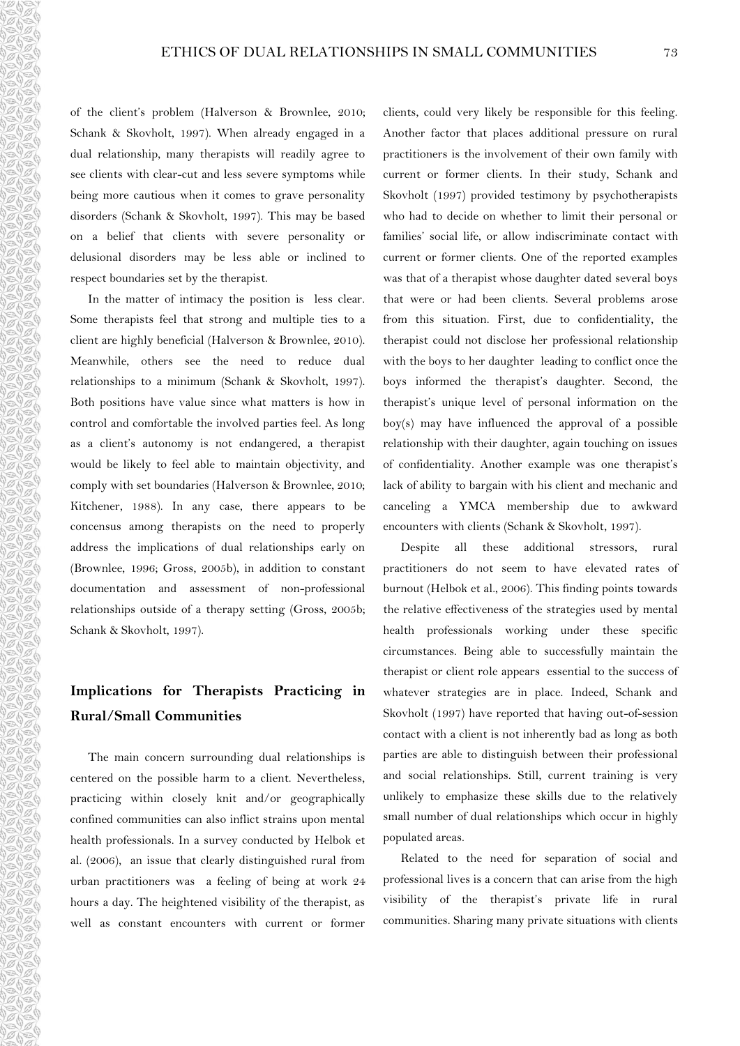of the client's problem (Halverson & Brownlee, 2010; Schank & Skovholt, 1997). When already engaged in a dual relationship, many therapists will readily agree to see clients with clear-cut and less severe symptoms while being more cautious when it comes to grave personality disorders (Schank & Skovholt, 1997). This may be based on a belief that clients with severe personality or delusional disorders may be less able or inclined to respect boundaries set by the therapist.

In the matter of intimacy the position is less clear. Some therapists feel that strong and multiple ties to a client are highly beneficial (Halverson & Brownlee, 2010). Meanwhile, others see the need to reduce dual relationships to a minimum (Schank & Skovholt, 1997). Both positions have value since what matters is how in control and comfortable the involved parties feel. As long as a client's autonomy is not endangered, a therapist would be likely to feel able to maintain objectivity, and comply with set boundaries (Halverson & Brownlee, 2010; Kitchener, 1988). In any case, there appears to be concensus among therapists on the need to properly address the implications of dual relationships early on (Brownlee, 1996; Gross, 2005b), in addition to constant documentation and assessment of non-professional relationships outside of a therapy setting (Gross, 2005b; Schank & Skovholt, 1997).

## Implications for Therapists Practicing in Rural/Small Communities

The main concern surrounding dual relationships is centered on the possible harm to a client. Nevertheless, practicing within closely knit and/or geographically confined communities can also inflict strains upon mental health professionals. In a survey conducted by Helbok et al. (2006), an issue that clearly distinguished rural from urban practitioners was a feeling of being at work 24 hours a day. The heightened visibility of the therapist, as well as constant encounters with current or former clients, could very likely be responsible for this feeling. Another factor that places additional pressure on rural practitioners is the involvement of their own family with current or former clients. In their study, Schank and Skovholt (1997) provided testimony by psychotherapists who had to decide on whether to limit their personal or families' social life, or allow indiscriminate contact with current or former clients. One of the reported examples was that of a therapist whose daughter dated several boys that were or had been clients. Several problems arose from this situation. First, due to confidentiality, the therapist could not disclose her professional relationship with the boys to her daughter leading to conflict once the boys informed the therapist's daughter. Second, the therapist's unique level of personal information on the boy(s) may have influenced the approval of a possible relationship with their daughter, again touching on issues of confidentiality. Another example was one therapist's lack of ability to bargain with his client and mechanic and canceling a YMCA membership due to awkward encounters with clients (Schank & Skovholt, 1997).

Despite all these additional stressors, rural practitioners do not seem to have elevated rates of burnout (Helbok et al., 2006). This finding points towards the relative effectiveness of the strategies used by mental health professionals working under these specific circumstances. Being able to successfully maintain the therapist or client role appears essential to the success of whatever strategies are in place. Indeed, Schank and Skovholt (1997) have reported that having out-of-session contact with a client is not inherently bad as long as both parties are able to distinguish between their professional and social relationships. Still, current training is very unlikely to emphasize these skills due to the relatively small number of dual relationships which occur in highly populated areas.

Related to the need for separation of social and professional lives is a concern that can arise from the high visibility of the therapist's private life in rural communities. Sharing many private situations with clients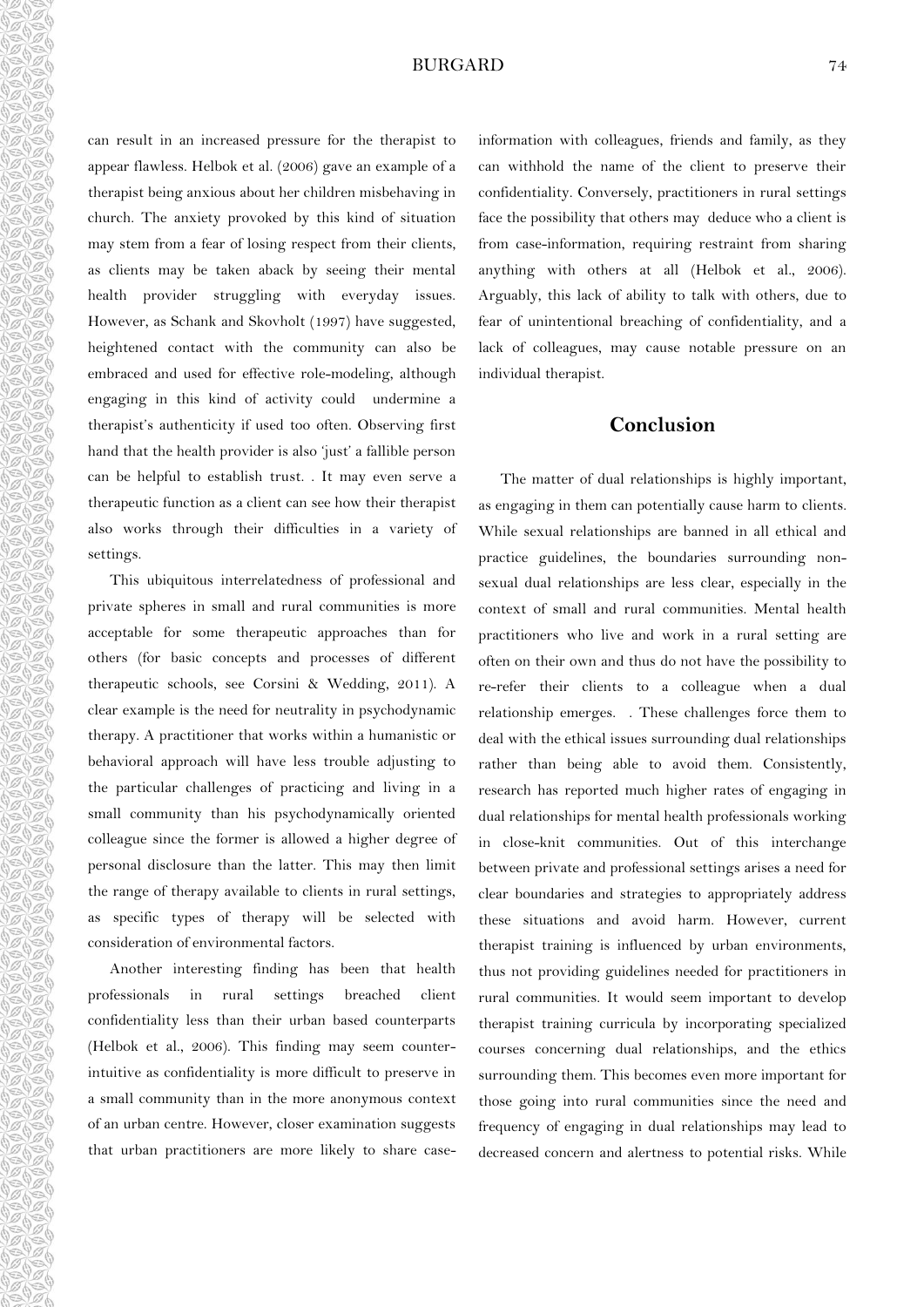can result in an increased pressure for the therapist to appear flawless. Helbok et al. (2006) gave an example of a therapist being anxious about her children misbehaving in church. The anxiety provoked by this kind of situation may stem from a fear of losing respect from their clients, as clients may be taken aback by seeing their mental health provider struggling with everyday issues. However, as Schank and Skovholt (1997) have suggested, heightened contact with the community can also be embraced and used for effective role-modeling, although engaging in this kind of activity could undermine a therapist's authenticity if used too often. Observing first hand that the health provider is also 'just' a fallible person can be helpful to establish trust. . It may even serve a therapeutic function as a client can see how their therapist also works through their difficulties in a variety of settings.

This ubiquitous interrelatedness of professional and private spheres in small and rural communities is more acceptable for some therapeutic approaches than for others (for basic concepts and processes of different therapeutic schools, see Corsini & Wedding, 2011). A clear example is the need for neutrality in psychodynamic therapy. A practitioner that works within a humanistic or behavioral approach will have less trouble adjusting to the particular challenges of practicing and living in a small community than his psychodynamically oriented colleague since the former is allowed a higher degree of personal disclosure than the latter. This may then limit the range of therapy available to clients in rural settings, as specific types of therapy will be selected with consideration of environmental factors.

Another interesting finding has been that health professionals in rural settings breached client confidentiality less than their urban based counterparts (Helbok et al., 2006). This finding may seem counter-intuitive as confidentiality is more difficult to preserve in a small community than in the more anonymous context of an urban centre. However, closer examination suggests that urban practitioners are more likely to share case-information with colleagues, friends and family, as they can withhold the name of the client to preserve their confidentiality. Conversely, practitioners in rural settings face the possibility that others may deduce who a client is from case-information, requiring restraint from sharing anything with others at all (Helbok et al., 2006). Arguably, this lack of ability to talk with others, due to fear of unintentional breaching of confidentiality, and a lack of colleagues, may cause notable pressure on an individual therapist.

## Conclusion

The matter of dual relationships is highly important, as engaging in them can potentially cause harm to clients. While sexual relationships are banned in all ethical and practice guidelines, the boundaries surrounding non-sexual dual relationships are less clear, especially in the context of small and rural communities. Mental health practitioners who live and work in a rural setting are often on their own and thus do not have the possibility to re-refer their clients to a colleague when a dual relationship emerges. . These challenges force them to deal with the ethical issues surrounding dual relationships rather than being able to avoid them. Consistently, research has reported much higher rates of engaging in dual relationships for mental health professionals working in close-knit communities. Out of this interchange between private and professional settings arises a need for clear boundaries and strategies to appropriately address these situations and avoid harm. However, current therapist training is influenced by urban environments, thus not providing guidelines needed for practitioners in rural communities. It would seem important to develop therapist training curricula by incorporating specialized courses concerning dual relationships, and the ethics surrounding them. This becomes even more important for those going into rural communities since the need and frequency of engaging in dual relationships may lead to decreased concern and alertness to potential risks. While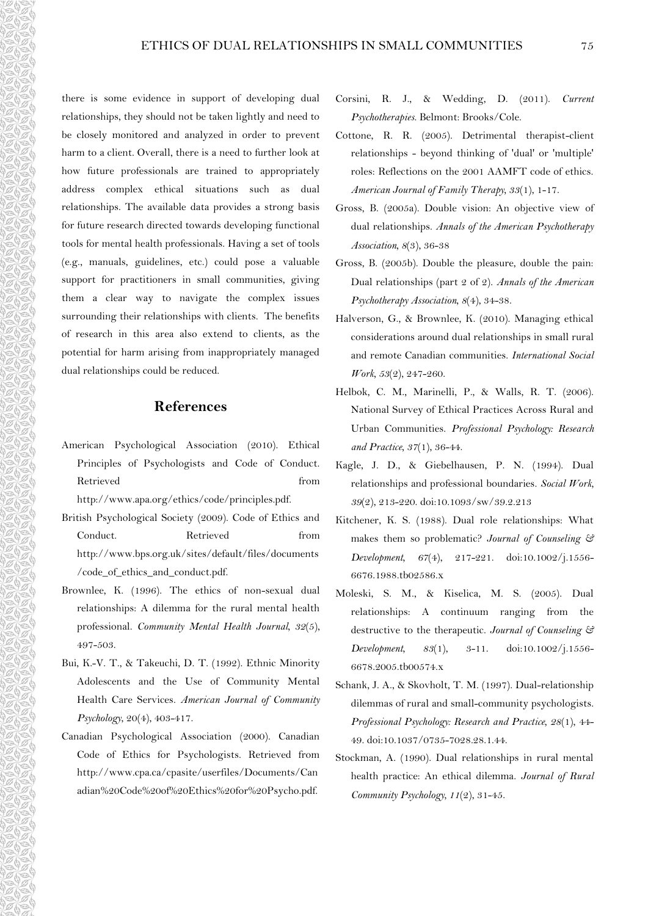there is some evidence in support of developing dual relationships, they should not be taken lightly and need to be closely monitored and analyzed in order to prevent harm to a client. Overall, there is a need to further look at how future professionals are trained to appropriately address complex ethical situations such as dual relationships. The available data provides a strong basis for future research directed towards developing functional tools for mental health professionals. Having a set of tools (e.g., manuals, guidelines, etc.) could pose a valuable support for practitioners in small communities, giving them a clear way to navigate the complex issues surrounding their relationships with clients. The benefits of research in this area also extend to clients, as the potential for harm arising from inappropriately managed dual relationships could be reduced.

## References

American Psychological Association (2010). Ethical Principles of Psychologists and Code of Conduct. Retrieved from http://www.apa.org/ethics/code/principles.pdf.

British Psychological Society (2009). Code of Ethics and Conduct. Retrieved from http://www.bps.org.uk/sites/default/files/documents/code_of_ethics_and_conduct.pdf.

Brownlee, K. (1996). The ethics of non-sexual dual relationships: A dilemma for the rural mental health professional. *Community Mental Health Journal, 32*(5), 497-503.

Bui, K.-V. T., & Takeuchi, D. T. (1992). Ethnic Minority Adolescents and the Use of Community Mental Health Care Services. *American Journal of Community Psychology, 20*(4), 403-417.

Canadian Psychological Association (2000). Canadian Code of Ethics for Psychologists. Retrieved from http://www.cpa.ca/cpasite/userfiles/Documents/Canadian%20Code%20of%20Ethics%20for%20Psycho.pdf.

Corsini, R. J., & Wedding, D. (2011). *Current Psychotherapies*. Belmont: Brooks/Cole.

Cottone, R. R. (2005). Detrimental therapist-client relationships - beyond thinking of 'dual' or 'multiple' roles: Reflections on the 2001 AAMFT code of ethics. *American Journal of Family Therapy, 33*(1), 1-17.

Gross, B. (2005a). Double vision: An objective view of dual relationships. *Annals of the American Psychotherapy Association, 8*(3), 36-38

Gross, B. (2005b). Double the pleasure, double the pain: Dual relationships (part 2 of 2). *Annals of the American Psychotherapy Association, 8*(4), 34-38.

Halverson, G., & Brownlee, K. (2010). Managing ethical considerations around dual relationships in small rural and remote Canadian communities. *International Social Work, 53*(2), 247-260.

Helbok, C. M., Marinelli, P., & Walls, R. T. (2006). National Survey of Ethical Practices Across Rural and Urban Communities. *Professional Psychology: Research and Practice, 37*(1), 36-44.

Kagle, J. D., & Giebelhausen, P. N. (1994). Dual relationships and professional boundaries. *Social Work, 39*(2), 213-220. doi:10.1093/sw/39.2.213

Kitchener, K. S. (1988). Dual role relationships: What makes them so problematic? *Journal of Counseling & Development, 67*(4), 217-221. doi:10.1002/j.1556-6676.1988.tb02586.x

Moleski, S. M., & Kiselica, M. S. (2005). Dual relationships: A continuum ranging from the destructive to the therapeutic. *Journal of Counseling & Development, 83*(1), 3-11. doi:10.1002/j.1556-6678.2005.tb00574.x

Schank, J. A., & Skovholt, T. M. (1997). Dual-relationship dilemmas of rural and small-community psychologists. *Professional Psychology: Research and Practice, 28*(1), 44-49. doi:10.1037/0735-7028.28.1.44.

Stockman, A. (1990). Dual relationships in rural mental health practice: An ethical dilemma. *Journal of Rural Community Psychology, 11*(2), 31-45.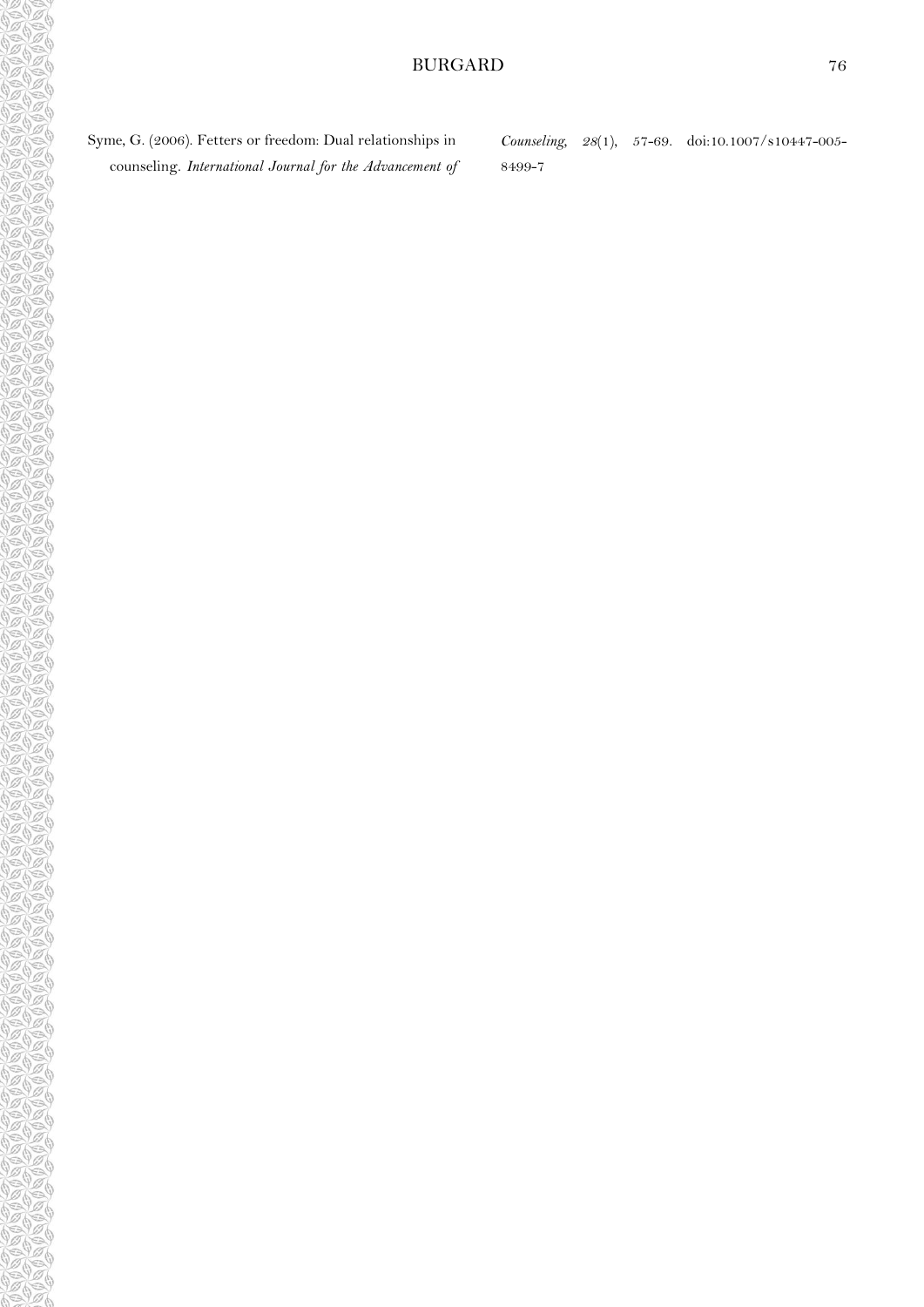Syme, G. (2006). Fetters or freedom: Dual relationships in counseling. *International Journal for the Advancement of Counseling, 28*(1), 57-69. doi:10.1007/s10447-005-8499-7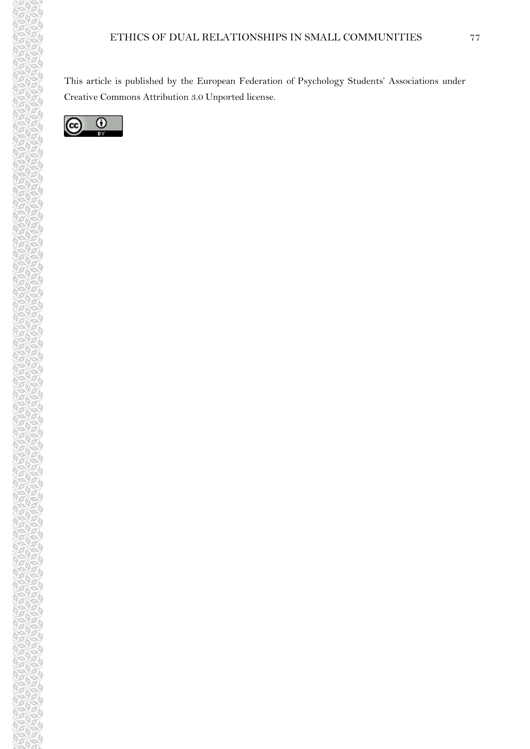This article is published by the European Federation of Psychology Students' Associations under Creative Commons Attribution 3.0 Unported license.